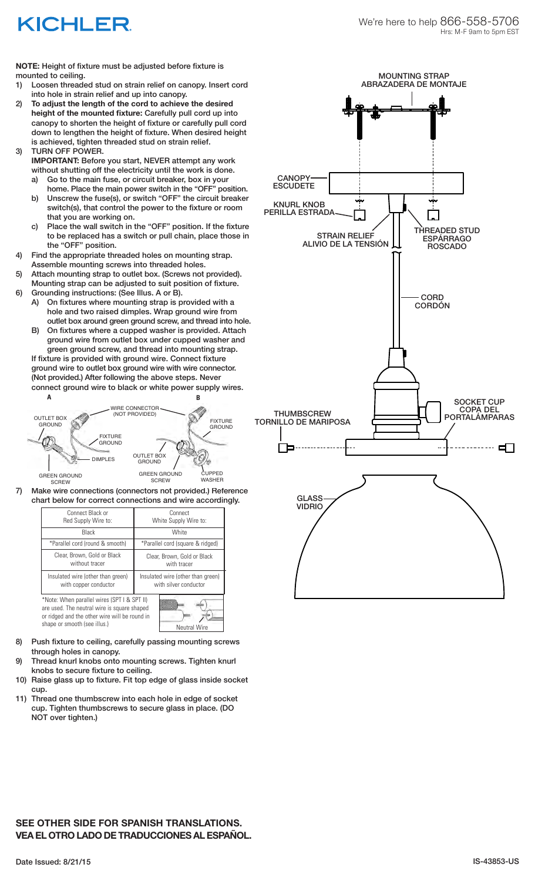KICHLER

We're here to help 866-558-5706
Hrs: M-F 9am to 5pm EST

**NOTE:** Height of fixture must be adjusted before fixture is mounted to ceiling.

1) Loosen threaded stud on strain relief on canopy. Insert cord into hole in strain relief and up into canopy.
2) **To adjust the length of the cord to achieve the desired height of the mounted fixture:** Carefully pull cord up into canopy to shorten the height of fixture or carefully pull cord down to lengthen the height of fixture. When desired height is achieved, tighten threaded stud on strain relief.
3) TURN OFF POWER.
   **IMPORTANT:** Before you start, NEVER attempt any work without shutting off the electricity until the work is done.
   a) Go to the main fuse, or circuit breaker, box in your home. Place the main power switch in the "OFF" position.
   b) Unscrew the fuse(s), or switch "OFF" the circuit breaker switch(s), that control the power to the fixture or room that you are working on.
   c) Place the wall switch in the "OFF" position. If the fixture to be replaced has a switch or pull chain, place those in the "OFF" position.
4) Find the appropriate threaded holes on mounting strap. Assemble mounting screws into threaded holes.
5) Attach mounting strap to outlet box. (Screws not provided). Mounting strap can be adjusted to suit position of fixture.
6) Grounding instructions: (See Illus. A or B).
   A) On fixtures where mounting strap is provided with a hole and two raised dimples. Wrap ground wire from outlet box around green ground screw, and thread into hole.
   B) On fixtures where a cupped washer is provided. Attach ground wire from outlet box under cupped washer and green ground screw, and thread into mounting strap.

   If fixture is provided with ground wire. Connect fixture ground wire to outlet box ground wire with wire connector. (Not provided.) After following the above steps. Never connect ground wire to black or white power supply wires.

A: OUTLET BOX GROUND, FIXTURE GROUND, DIMPLES, GREEN GROUND SCREW
B: WIRE CONNECTOR (NOT PROVIDED), FIXTURE GROUND, OUTLET BOX GROUND, GREEN GROUND SCREW, CUPPED WASHER

7) Make wire connections (connectors not provided.) Reference chart below for correct connections and wire accordingly.

| Connect Black or Red Supply Wire to: | Connect White Supply Wire to: |
| --- | --- |
| Black | White |
| *Parallel cord (round & smooth) | *Parallel cord (square & ridged) |
| Clear, Brown, Gold or Black without tracer | Clear, Brown, Gold or Black with tracer |
| Insulated wire (other than green) with copper conductor | Insulated wire (other than green) with silver conductor |

*Note: When parallel wires (SPT I & SPT II) are used. The neutral wire is square shaped or ridged and the other wire will be round in shape or smooth (see illus.)

Neutral Wire

8) Push fixture to ceiling, carefully passing mounting screws through holes in canopy.
9) Thread knurl knobs onto mounting screws. Tighten knurl knobs to secure fixture to ceiling.
10) Raise glass up to fixture. Fit top edge of glass inside socket cup.
11) Thread one thumbscrew into each hole in edge of socket cup. Tighten thumbscrews to secure glass in place. (DO NOT over tighten.)

MOUNTING STRAP / ABRAZADERA DE MONTAJE
CANOPY / ESCUDETE
KNURL KNOB / PERILLA ESTRADA
STRAIN RELIEF / ALIVIO DE LA TENSIÓN
THREADED STUD / ESPÁRRAGO ROSCADO
CORD / CORDÓN
SOCKET CUP / COPA DEL PORTALÁMPARAS
THUMBSCREW / TORNILLO DE MARIPOSA
GLASS / VIDRIO

**SEE OTHER SIDE FOR SPANISH TRANSLATIONS.**
**VEA EL OTRO LADO DE TRADUCCIONES AL ESPAÑOL.**

Date Issued: 8/21/15

IS-43853-US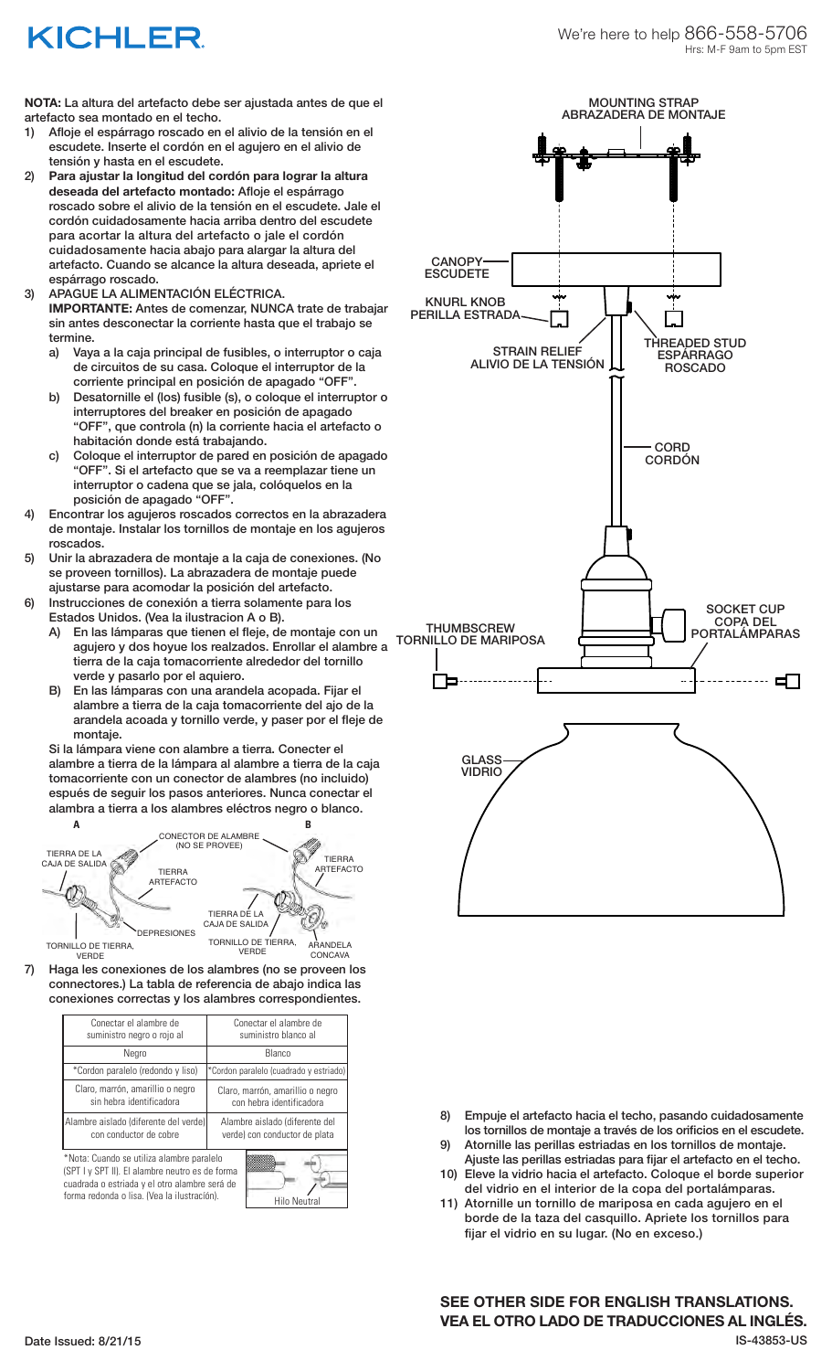**NOTA:** La altura del artefacto debe ser ajustada antes de que el artefacto sea montado en el techo.

1) Afloje el espárrago roscado en el alivio de la tensión en el escudete. Inserte el cordón en el agujero en el alivio de tensión y hasta en el escudete.
2) **Para ajustar la longitud del cordón para lograr la altura deseada del artefacto montado:** Afloje el espárrago roscado sobre el alivio de la tensión en el escudete. Jale el cordón cuidadosamente hacia arriba dentro del escudete para acortar la altura del artefacto o jale el cordón cuidadosamente hacia abajo para alargar la altura del artefacto. Cuando se alcance la altura deseada, apriete el espárrago roscado.
3) APAGUE LA ALIMENTACIÓN ELÉCTRICA.
   **IMPORTANTE:** Antes de comenzar, NUNCA trate de trabajar sin antes desconectar la corriente hasta que el trabajo se termine.
   a) Vaya a la caja principal de fusibles, o interruptor o caja de circuitos de su casa. Coloque el interruptor de la corriente principal en posición de apagado "OFF".
   b) Desatornille el (los) fusible (s), o coloque el interruptor o interruptores del breaker en posición de apagado "OFF", que controla (n) la corriente hacia el artefacto o habitación donde está trabajando.
   c) Coloque el interruptor de pared en posición de apagado "OFF". Si el artefacto que se va a reemplazar tiene un interruptor o cadena que se jala, colóquelos en la posición de apagado "OFF".
4) Encontrar los agujeros roscados correctos en la abrazadera de montaje. Instalar los tornillos de montaje en los agujeros roscados.
5) Unir la abrazadera de montaje a la caja de conexiones. (No se proveen tornillos). La abrazadera de montaje puede ajustarse para acomodar la posición del artefacto.
6) Instrucciones de conexión a tierra solamente para los Estados Unidos. (Vea la ilustracion A o B).
   A) En las lámparas que tienen el fleje, de montaje con un agujero y dos hoyue los realzados. Enrollar el alambre a tierra de la caja tomacorriente alrededor del tornillo verde y pasarlo por el aquiero.
   B) En las lámparas con una arandela acopada. Fijar el alambre a tierra de la caja tomacorriente del ajo de la arandela acoada y tornillo verde, y paser por el fleje de montaje.

   Si la lámpara viene con alambre a tierra. Conecter el alambre a tierra de la lámpara al alambre a tierra de la caja tomacorriente con un conector de alambres (no incluido) espués de seguir los pasos anteriores. Nunca conectar el alambra a tierra a los alambres eléctros negro o blanco.

A: TIERRA DE LA CAJA DE SALIDA, TIERRA ARTEFACTO, DEPRESIONES, TORNILLO DE TIERRA, VERDE
B: CONECTOR DE ALAMBRE (NO SE PROVEE), TIERRA ARTEFACTO, TIERRA DE LA CAJA DE SALIDA, TORNILLO DE TIERRA, VERDE, ARANDELA CONCAVA

7) Haga les conexiones de los alambres (no se proveen los connectores.) La tabla de referencia de abajo indica las conexiones correctas y los alambres correspondientes.

| Conectar el alambre de suministro negro o rojo al | Conectar el alambre de suministro blanco al |
|---|---|
| Negro | Blanco |
| *Cordon paralelo (redondo y liso) | *Cordon paralelo (cuadrado y estriado) |
| Claro, marrón, amarillio o negro sin hebra identificadora | Claro, marrón, amarillio o negro con hebra identificadora |
| Alambre aislado (diferente del verde) con conductor de cobre | Alambre aislado (diferente del verde) con conductor de plata |

*Nota: Cuando se utiliza alambre paralelo (SPT I y SPT II). El alambre neutro es de forma cuadrada o estriada y el otro alambre será de forma redonda o lisa. (Vea la ilustración).

Hilo Neutral

MOUNTING STRAP / ABRAZADERA DE MONTAJE
CANOPY / ESCUDETE
KNURL KNOB / PERILLA ESTRADA
STRAIN RELIEF / ALIVIO DE LA TENSIÓN
THREADED STUD / ESPÁRRAGO ROSCADO
CORD / CORDÓN
SOCKET CUP / COPA DEL PORTALÁMPARAS
THUMBSCREW / TORNILLO DE MARIPOSA
GLASS / VIDRIO

8) Empuje el artefacto hacia el techo, pasando cuidadosamente los tornillos de montaje a través de los orificios en el escudete.
9) Atornille las perillas estriadas en los tornillos de montaje. Ajuste las perillas estriadas para fijar el artefacto en el techo.
10) Eleve la vidrio hacia el artefacto. Coloque el borde superior del vidrio en el interior de la copa del portalámparas.
11) Atornille un tornillo de mariposa en cada agujero en el borde de la taza del casquillo. Apriete los tornillos para fijar el vidrio en su lugar. (No en exceso.)

**SEE OTHER SIDE FOR ENGLISH TRANSLATIONS.**
**VEA EL OTRO LADO DE TRADUCCIONES AL INGLÉS.**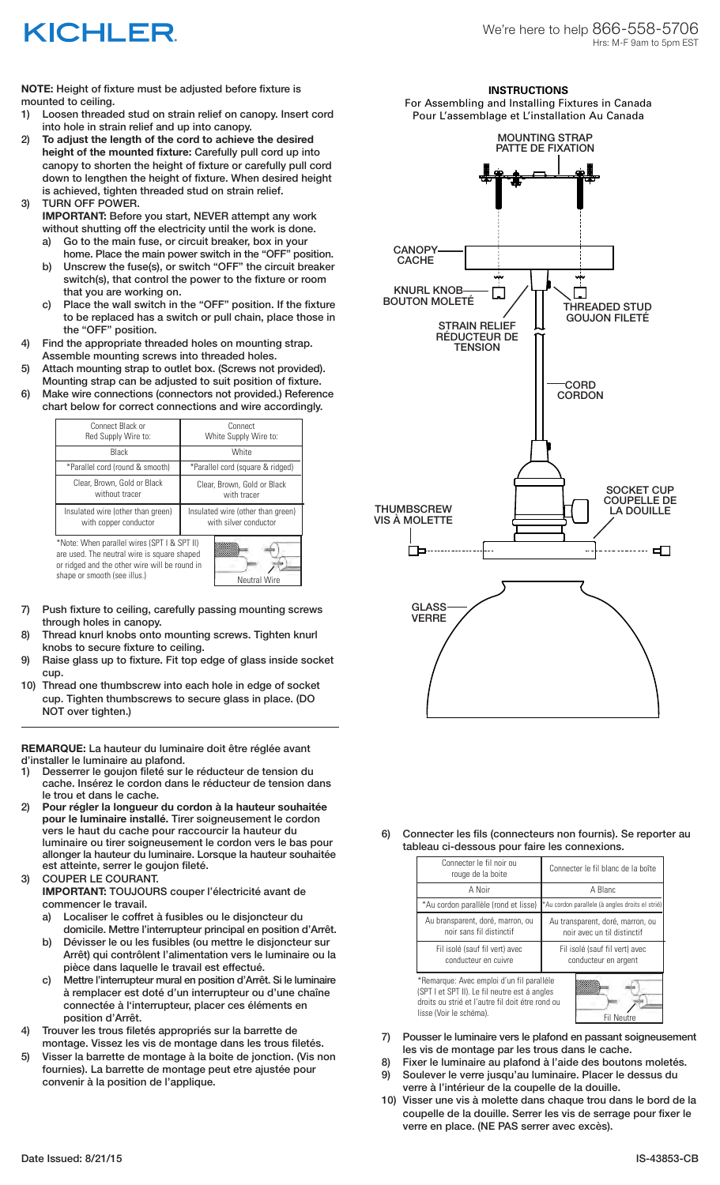KICHLER

We're here to help 866-558-5706
Hrs: M-F 9am to 5pm EST

**NOTE:** Height of fixture must be adjusted before fixture is mounted to ceiling.

1) Loosen threaded stud on strain relief on canopy. Insert cord into hole in strain relief and up into canopy.
2) **To adjust the length of the cord to achieve the desired height of the mounted fixture:** Carefully pull cord up into canopy to shorten the height of fixture or carefully pull cord down to lengthen the height of fixture. When desired height is achieved, tighten threaded stud on strain relief.
3) TURN OFF POWER.
   **IMPORTANT:** Before you start, NEVER attempt any work without shutting off the electricity until the work is done.
   a) Go to the main fuse, or circuit breaker, box in your home. Place the main power switch in the "OFF" position.
   b) Unscrew the fuse(s), or switch "OFF" the circuit breaker switch(s), that control the power to the fixture or room that you are working on.
   c) Place the wall switch in the "OFF" position. If the fixture to be replaced has a switch or pull chain, place those in the "OFF" position.
4) Find the appropriate threaded holes on mounting strap. Assemble mounting screws into threaded holes.
5) Attach mounting strap to outlet box. (Screws not provided). Mounting strap can be adjusted to suit position of fixture.
6) Make wire connections (connectors not provided.) Reference chart below for correct connections and wire accordingly.

| Connect Black or Red Supply Wire to: | Connect White Supply Wire to: |
|---|---|
| Black | White |
| *Parallel cord (round & smooth) | *Parallel cord (square & ridged) |
| Clear, Brown, Gold or Black without tracer | Clear, Brown, Gold or Black with tracer |
| Insulated wire (other than green) with copper conductor | Insulated wire (other than green) with silver conductor |

*Note: When parallel wires (SPT I & SPT II) are used. The neutral wire is square shaped or ridged and the other wire will be round in shape or smooth (see illus.)

Neutral Wire

7) Push fixture to ceiling, carefully passing mounting screws through holes in canopy.
8) Thread knurl knobs onto mounting screws. Tighten knurl knobs to secure fixture to ceiling.
9) Raise glass up to fixture. Fit top edge of glass inside socket cup.
10) Thread one thumbscrew into each hole in edge of socket cup. Tighten thumbscrews to secure glass in place. (DO NOT over tighten.)

**REMARQUE:** La hauteur du luminaire doit être réglée avant d'installer le luminaire au plafond.

1) Desserrer le goujon fileté sur le réducteur de tension du cache. Insérez le cordon dans le réducteur de tension dans le trou et dans le cache.
2) **Pour régler la longueur du cordon à la hauteur souhaitée pour le luminaire installé.** Tirer soigneusement le cordon vers le haut du cache pour raccourcir la hauteur du luminaire ou tirer soigneusement le cordon vers le bas pour allonger la hauteur du luminaire. Lorsque la hauteur souhaitée est atteinte, serrer le goujon fileté.
3) COUPER LE COURANT.
   **IMPORTANT:** TOUJOURS couper l'électricité avant de commencer le travail.
   a) Localiser le coffret à fusibles ou le disjoncteur du domicile. Mettre l'interrupteur principal en position d'Arrêt.
   b) Dévisser le ou les fusibles (ou mettre le disjoncteur sur Arrêt) qui contrôlent l'alimentation vers le luminaire ou la pièce dans laquelle le travail est effectué.
   c) Mettre l'interrupteur mural en position d'Arrêt. Si le luminaire à remplacer est doté d'un interrupteur ou d'une chaîne connectée à l'interrupteur, placer ces éléments en position d'Arrêt.
4) Trouver les trous filetés appropriés sur la barrette de montage. Vissez les vis de montage dans les trous filetés.
5) Visser la barrette de montage à la boite de jonction. (Vis non fournies). La barrette de montage peut etre ajustée pour convenir à la position de l'applique.

**INSTRUCTIONS**

For Assembling and Installing Fixtures in Canada
Pour L'assemblage et L'installation Au Canada

MOUNTING STRAP
PATTE DE FIXATION

CANOPY
CACHE

KNURL KNOB
BOUTON MOLETÉ

THREADED STUD
GOUJON FILETÉ

STRAIN RELIEF
RÉDUCTEUR DE TENSION

CORD
CORDON

SOCKET CUP
COUPELLE DE LA DOUILLE

THUMBSCREW
VIS À MOLETTE

GLASS
VERRE

6) Connecter les fils (connecteurs non fournis). Se reporter au tableau ci-dessous pour faire les connexions.

| Connecter le fil noir ou rouge de la boite | Connecter le fil blanc de la boîte |
|---|---|
| A Noir | A Blanc |
| *Au cordon parallèle (rond et lisse) | *Au cordon parallele (à angles droits et strié) |
| Au bransparent, doré, marron, ou noir sans fil distinctif | Au transparent, doré, marron, ou noir avec un fil distinctif |
| Fil isolé (sauf fil vert) avec conducteur en cuivre | Fil isolé (sauf fil vert) avec conducteur en argent |

*Remarque: Avec emploi d'un fil parallèle (SPT I et SPT II). Le fil neutre est á angles droits ou strié et l'autre fil doit étre rond ou lisse (Voir le schéma).

Fil Neutre

7) Pousser le luminaire vers le plafond en passant soigneusement les vis de montage par les trous dans le cache.
8) Fixer le luminaire au plafond à l'aide des boutons moletés.
9) Soulever le verre jusqu'au luminaire. Placer le dessus du verre à l'intérieur de la coupelle de la douille.
10) Visser une vis à molette dans chaque trou dans le bord de la coupelle de la douille. Serrer les vis de serrage pour fixer le verre en place. (NE PAS serrer avec excès).

Date Issued: 8/21/15

IS-43853-CB